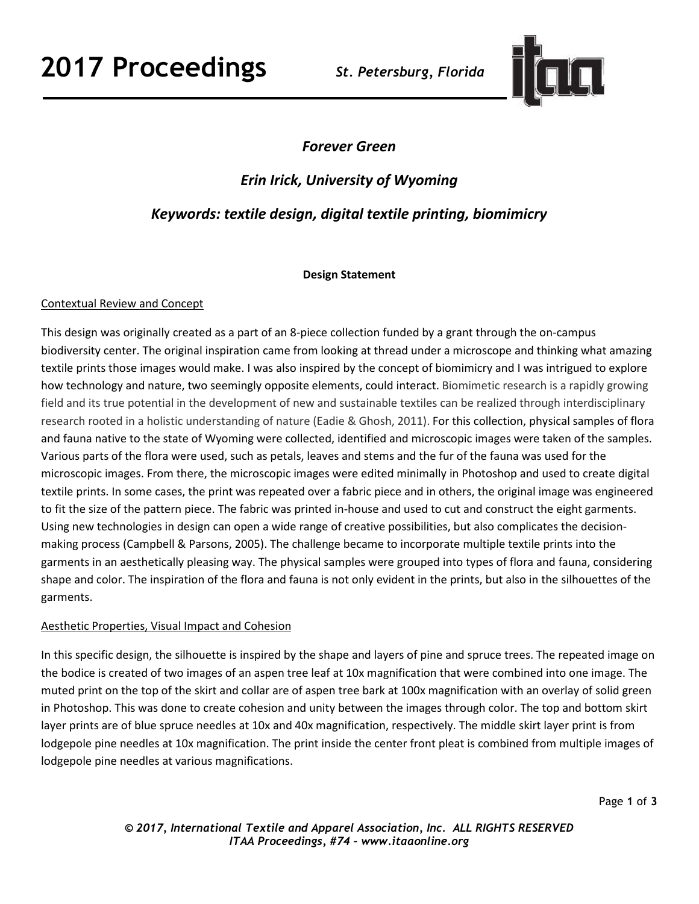# Forever Green

## Erin Irick, University of Wyoming

### Keywords: textile design, digital textile printing, biomimicry

**Design Statement**

Contextual Review and Concept

This design was originally created as a part of an 8-piece collection funded by a grant through the on-campus biodiversity center. The original inspiration came from looking at thread under a microscope and thinking what amazing textile prints those images would make. I was also inspired by the concept of biomimicry and I was intrigued to explore how technology and nature, two seemingly opposite elements, could interact. Biomimetic research is a rapidly growing field and its true potential in the development of new and sustainable textiles can be realized through interdisciplinary research rooted in a holistic understanding of nature (Eadie & Ghosh, 2011). For this collection, physical samples of flora and fauna native to the state of Wyoming were collected, identified and microscopic images were taken of the samples. Various parts of the flora were used, such as petals, leaves and stems and the fur of the fauna was used for the microscopic images. From there, the microscopic images were edited minimally in Photoshop and used to create digital textile prints. In some cases, the print was repeated over a fabric piece and in others, the original image was engineered to fit the size of the pattern piece. The fabric was printed in-house and used to cut and construct the eight garments. Using new technologies in design can open a wide range of creative possibilities, but also complicates the decision-making process (Campbell & Parsons, 2005). The challenge became to incorporate multiple textile prints into the garments in an aesthetically pleasing way. The physical samples were grouped into types of flora and fauna, considering shape and color. The inspiration of the flora and fauna is not only evident in the prints, but also in the silhouettes of the garments.

Aesthetic Properties, Visual Impact and Cohesion

In this specific design, the silhouette is inspired by the shape and layers of pine and spruce trees. The repeated image on the bodice is created of two images of an aspen tree leaf at 10x magnification that were combined into one image. The muted print on the top of the skirt and collar are of aspen tree bark at 100x magnification with an overlay of solid green in Photoshop. This was done to create cohesion and unity between the images through color. The top and bottom skirt layer prints are of blue spruce needles at 10x and 40x magnification, respectively. The middle skirt layer print is from lodgepole pine needles at 10x magnification. The print inside the center front pleat is combined from multiple images of lodgepole pine needles at various magnifications.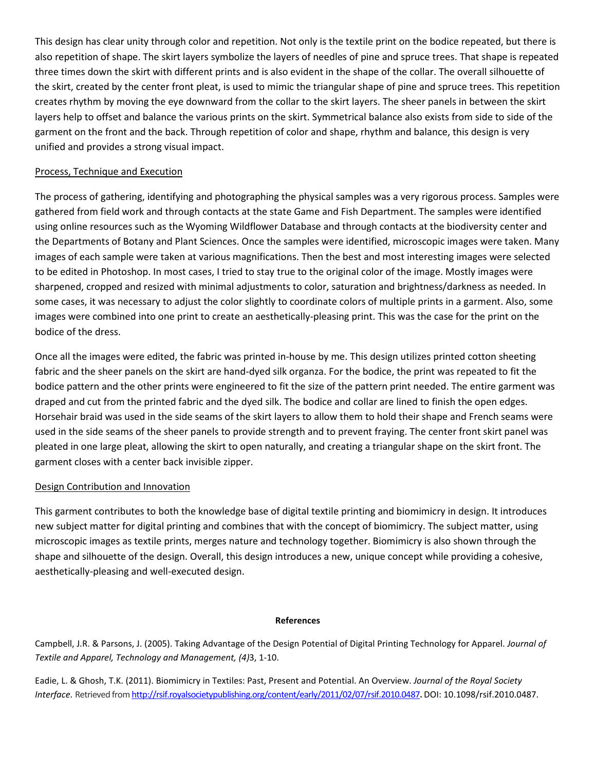This design has clear unity through color and repetition. Not only is the textile print on the bodice repeated, but there is also repetition of shape. The skirt layers symbolize the layers of needles of pine and spruce trees. That shape is repeated three times down the skirt with different prints and is also evident in the shape of the collar. The overall silhouette of the skirt, created by the center front pleat, is used to mimic the triangular shape of pine and spruce trees. This repetition creates rhythm by moving the eye downward from the collar to the skirt layers. The sheer panels in between the skirt layers help to offset and balance the various prints on the skirt. Symmetrical balance also exists from side to side of the garment on the front and the back. Through repetition of color and shape, rhythm and balance, this design is very unified and provides a strong visual impact.

## Process, Technique and Execution

The process of gathering, identifying and photographing the physical samples was a very rigorous process. Samples were gathered from field work and through contacts at the state Game and Fish Department. The samples were identified using online resources such as the Wyoming Wildflower Database and through contacts at the biodiversity center and the Departments of Botany and Plant Sciences. Once the samples were identified, microscopic images were taken. Many images of each sample were taken at various magnifications. Then the best and most interesting images were selected to be edited in Photoshop. In most cases, I tried to stay true to the original color of the image. Mostly images were sharpened, cropped and resized with minimal adjustments to color, saturation and brightness/darkness as needed. In some cases, it was necessary to adjust the color slightly to coordinate colors of multiple prints in a garment. Also, some images were combined into one print to create an aesthetically-pleasing print. This was the case for the print on the bodice of the dress.

Once all the images were edited, the fabric was printed in-house by me. This design utilizes printed cotton sheeting fabric and the sheer panels on the skirt are hand-dyed silk organza. For the bodice, the print was repeated to fit the bodice pattern and the other prints were engineered to fit the size of the pattern print needed. The entire garment was draped and cut from the printed fabric and the dyed silk. The bodice and collar are lined to finish the open edges. Horsehair braid was used in the side seams of the skirt layers to allow them to hold their shape and French seams were used in the side seams of the sheer panels to provide strength and to prevent fraying. The center front skirt panel was pleated in one large pleat, allowing the skirt to open naturally, and creating a triangular shape on the skirt front. The garment closes with a center back invisible zipper.

## Design Contribution and Innovation

This garment contributes to both the knowledge base of digital textile printing and biomimicry in design. It introduces new subject matter for digital printing and combines that with the concept of biomimicry. The subject matter, using microscopic images as textile prints, merges nature and technology together. Biomimicry is also shown through the shape and silhouette of the design. Overall, this design introduces a new, unique concept while providing a cohesive, aesthetically-pleasing and well-executed design.

**References**

Campbell, J.R. & Parsons, J. (2005). Taking Advantage of the Design Potential of Digital Printing Technology for Apparel. *Journal of Textile and Apparel, Technology and Management, (4)*3, 1-10.

Eadie, L. & Ghosh, T.K. (2011). Biomimicry in Textiles: Past, Present and Potential. An Overview. *Journal of the Royal Society Interface.* Retrieved from http://rsif.royalsocietypublishing.org/content/early/2011/02/07/rsif.2010.0487. DOI: 10.1098/rsif.2010.0487.